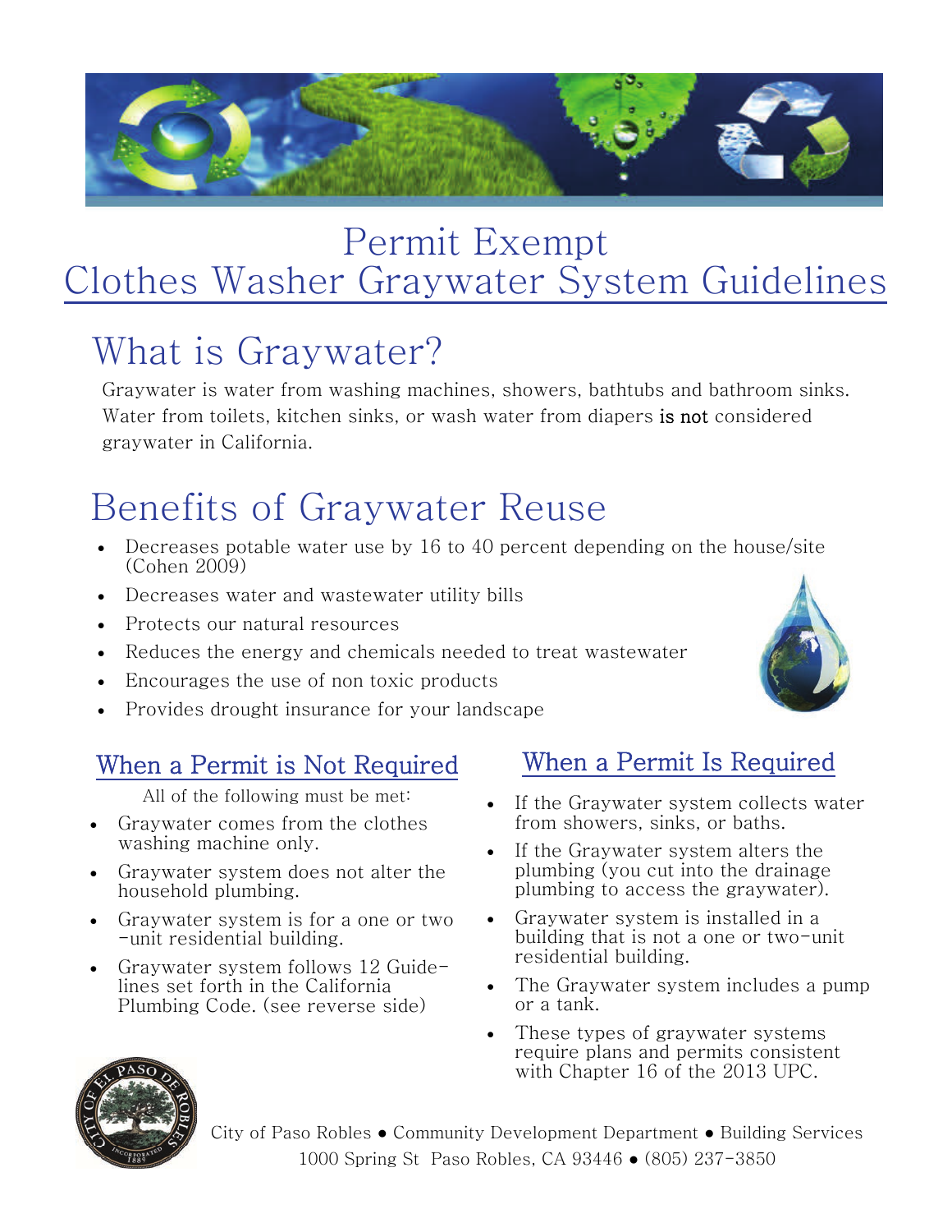# Permit Exempt Clothes Washer Graywater System Guidelines

## What is Graywater?

Graywater is water from washing machines, showers, bathtubs and bathroom sinks. Water from toilets, kitchen sinks, or wash water from diapers **is not** considered graywater in California.

## Benefits of Graywater Reuse

- Decreases potable water use by 16 to 40 percent depending on the house/site (Cohen 2009)
- Decreases water and wastewater utility bills
- Protects our natural resources
- Reduces the energy and chemicals needed to treat wastewater
- Encourages the use of non toxic products
- Provides drought insurance for your landscape

### When a Permit is Not Required

All of the following must be met:

- Graywater comes from the clothes washing machine only.
- Graywater system does not alter the household plumbing.
- Graywater system is for a one or two -unit residential building.
- Graywater system follows 12 Guidelines set forth in the California Plumbing Code. (see reverse side)

### When a Permit Is Required

- If the Graywater system collects water from showers, sinks, or baths.
- If the Graywater system alters the plumbing (you cut into the drainage plumbing to access the graywater).
- Graywater system is installed in a building that is not a one or two-unit residential building.
- The Graywater system includes a pump or a tank.
- These types of graywater systems require plans and permits consistent with Chapter 16 of the 2013 UPC.

City of Paso Robles ● Community Development Department ● Building Services
1000 Spring St Paso Robles, CA 93446 ● (805) 237-3850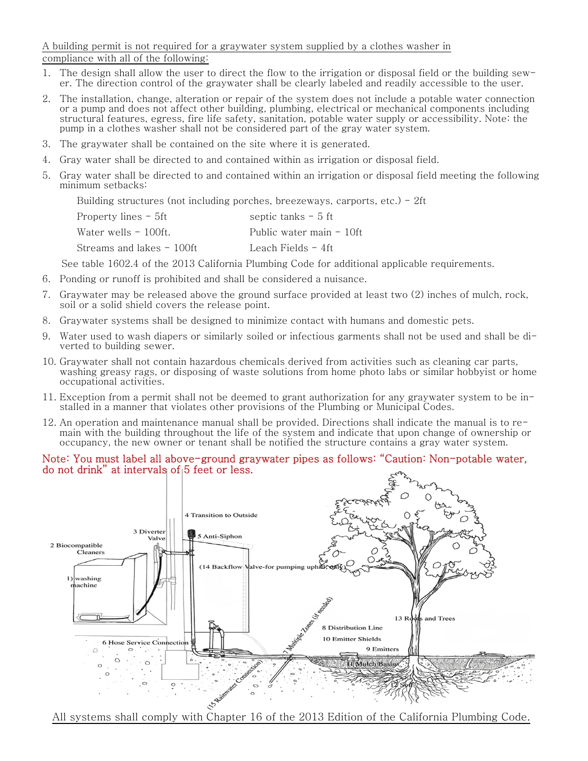A building permit is not required for a graywater system supplied by a clothes washer in compliance with all of the following:

1. The design shall allow the user to direct the flow to the irrigation or disposal field or the building sewer. The direction control of the graywater shall be clearly labeled and readily accessible to the user.
2. The installation, change, alteration or repair of the system does not include a potable water connection or a pump and does not affect other building, plumbing, electrical or mechanical components including structural features, egress, fire life safety, sanitation, potable water supply or accessibility. Note: the pump in a clothes washer shall not be considered part of the gray water system.
3. The graywater shall be contained on the site where it is generated.
4. Gray water shall be directed to and contained within as irrigation or disposal field.
5. Gray water shall be directed to and contained within an irrigation or disposal field meeting the following minimum setbacks:

   Building structures (not including porches, breezeways, carports, etc.) - 2ft

   | | |
   |---|---|
   | Property lines - 5ft | septic tanks - 5 ft |
   | Water wells - 100ft. | Public water main - 10ft |
   | Streams and lakes - 100ft | Leach Fields - 4ft |

   See table 1602.4 of the 2013 California Plumbing Code for additional applicable requirements.
6. Ponding or runoff is prohibited and shall be considered a nuisance.
7. Graywater may be released above the ground surface provided at least two (2) inches of mulch, rock, soil or a solid shield covers the release point.
8. Graywater systems shall be designed to minimize contact with humans and domestic pets.
9. Water used to wash diapers or similarly soiled or infectious garments shall not be used and shall be diverted to building sewer.
10. Graywater shall not contain hazardous chemicals derived from activities such as cleaning car parts, washing greasy rags, or disposing of waste solutions from home photo labs or similar hobbyist or home occupational activities.
11. Exception from a permit shall not be deemed to grant authorization for any graywater system to be installed in a manner that violates other provisions of the Plumbing or Municipal Codes.
12. An operation and maintenance manual shall be provided. Directions shall indicate the manual is to remain with the building throughout the life of the system and indicate that upon change of ownership or occupancy, the new owner or tenant shall be notified the structure contains a gray water system.

**Note: You must label all above-ground graywater pipes as follows: "Caution: Non-potable water, do not drink" at intervals of 5 feet or less.**

1) washing machine
2 Biocompatible Cleaners
3 Diverter Valve
4 Transition to Outside
5 Anti-Siphon
6 Hose Service Connection
7 Multiple Zones (if needed)
8 Distribution Line
9 Emitters
10 Emitter Shields
11 Mulch Basins
12 Soil
13 Roots and Trees
(14 Backflow Valve-for pumping uphill only)
(15 Rainwater Connection)

All systems shall comply with Chapter 16 of the 2013 Edition of the California Plumbing Code.